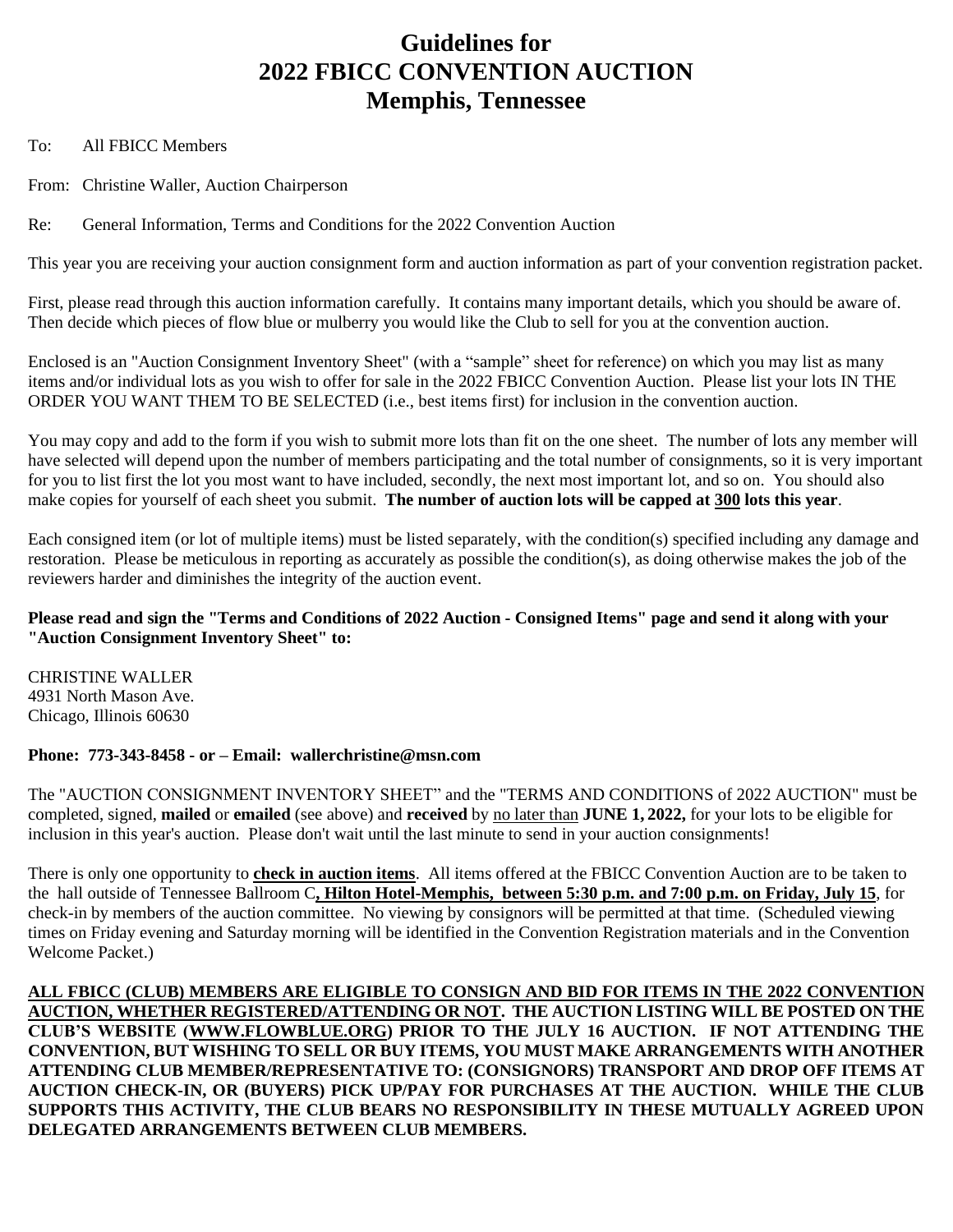# Guidelines for 2022 FBICC CONVENTION AUCTION Memphis, Tennessee

To: All FBICC Members

From: Christine Waller, Auction Chairperson

Re: General Information, Terms and Conditions for the 2022 Convention Auction

This year you are receiving your auction consignment form and auction information as part of your convention registration packet.

First, please read through this auction information carefully. It contains many important details, which you should be aware of. Then decide which pieces of flow blue or mulberry you would like the Club to sell for you at the convention auction.

Enclosed is an "Auction Consignment Inventory Sheet" (with a "sample" sheet for reference) on which you may list as many items and/or individual lots as you wish to offer for sale in the 2022 FBICC Convention Auction. Please list your lots IN THE ORDER YOU WANT THEM TO BE SELECTED (i.e., best items first) for inclusion in the convention auction.

You may copy and add to the form if you wish to submit more lots than fit on the one sheet. The number of lots any member will have selected will depend upon the number of members participating and the total number of consignments, so it is very important for you to list first the lot you most want to have included, secondly, the next most important lot, and so on. You should also make copies for yourself of each sheet you submit. **The number of auction lots will be capped at <u>300</u> lots this year**.

Each consigned item (or lot of multiple items) must be listed separately, with the condition(s) specified including any damage and restoration. Please be meticulous in reporting as accurately as possible the condition(s), as doing otherwise makes the job of the reviewers harder and diminishes the integrity of the auction event.

**Please read and sign the "Terms and Conditions of 2022 Auction - Consigned Items" page and send it along with your "Auction Consignment Inventory Sheet" to:**

CHRISTINE WALLER
4931 North Mason Ave.
Chicago, Illinois 60630

**Phone: 773-343-8458 - or – Email: wallerchristine@msn.com**

The "AUCTION CONSIGNMENT INVENTORY SHEET" and the "TERMS AND CONDITIONS of 2022 AUCTION" must be completed, signed, **mailed** or **emailed** (see above) and **received** by <u>no later than</u> **JUNE 1, 2022,** for your lots to be eligible for inclusion in this year's auction. Please don't wait until the last minute to send in your auction consignments!

There is only one opportunity to **<u>check in auction items</u>**. All items offered at the FBICC Convention Auction are to be taken to the hall outside of Tennessee Ballroom C**<u>, Hilton Hotel-Memphis, between 5:30 p.m. and 7:00 p.m. on Friday, July 15</u>**, for check-in by members of the auction committee. No viewing by consignors will be permitted at that time. (Scheduled viewing times on Friday evening and Saturday morning will be identified in the Convention Registration materials and in the Convention Welcome Packet.)

**<u>ALL FBICC (CLUB) MEMBERS ARE ELIGIBLE TO CONSIGN AND BID FOR ITEMS IN THE 2022 CONVENTION AUCTION, WHETHER REGISTERED/ATTENDING OR NOT</u>. THE AUCTION LISTING WILL BE POSTED ON THE CLUB'S WEBSITE (<u>WWW.FLOWBLUE.ORG</u>) PRIOR TO THE JULY 16 AUCTION. IF NOT ATTENDING THE CONVENTION, BUT WISHING TO SELL OR BUY ITEMS, YOU MUST MAKE ARRANGEMENTS WITH ANOTHER ATTENDING CLUB MEMBER/REPRESENTATIVE TO: (CONSIGNORS) TRANSPORT AND DROP OFF ITEMS AT AUCTION CHECK-IN, OR (BUYERS) PICK UP/PAY FOR PURCHASES AT THE AUCTION. WHILE THE CLUB SUPPORTS THIS ACTIVITY, THE CLUB BEARS NO RESPONSIBILITY IN THESE MUTUALLY AGREED UPON DELEGATED ARRANGEMENTS BETWEEN CLUB MEMBERS.**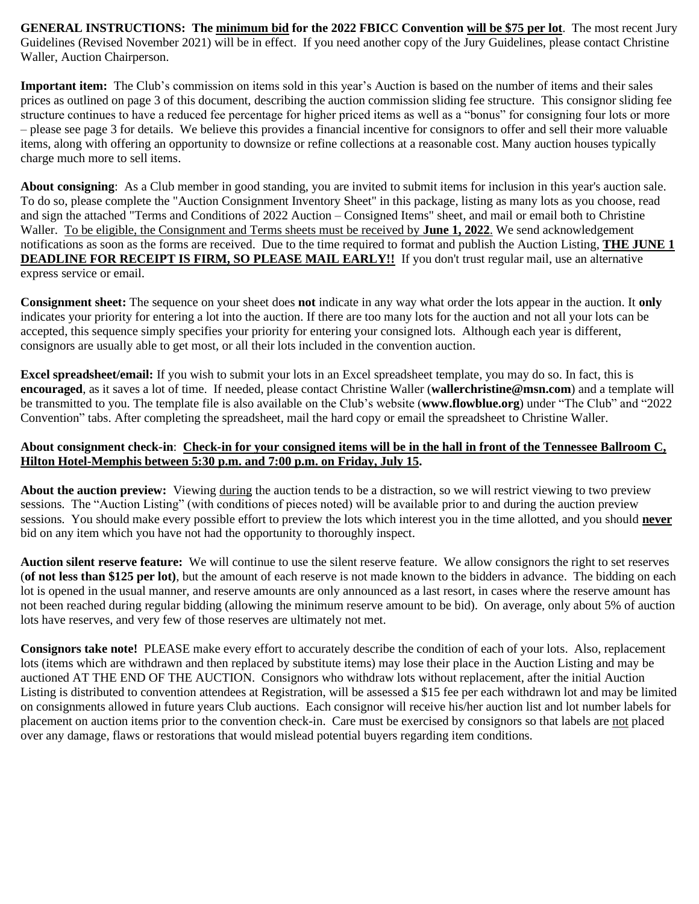**GENERAL INSTRUCTIONS: The minimum bid for the 2022 FBICC Convention will be $75 per lot**. The most recent Jury Guidelines (Revised November 2021) will be in effect. If you need another copy of the Jury Guidelines, please contact Christine Waller, Auction Chairperson.

**Important item:** The Club's commission on items sold in this year's Auction is based on the number of items and their sales prices as outlined on page 3 of this document, describing the auction commission sliding fee structure. This consignor sliding fee structure continues to have a reduced fee percentage for higher priced items as well as a "bonus" for consigning four lots or more – please see page 3 for details. We believe this provides a financial incentive for consignors to offer and sell their more valuable items, along with offering an opportunity to downsize or refine collections at a reasonable cost. Many auction houses typically charge much more to sell items.

**About consigning**: As a Club member in good standing, you are invited to submit items for inclusion in this year's auction sale. To do so, please complete the "Auction Consignment Inventory Sheet" in this package, listing as many lots as you choose, read and sign the attached "Terms and Conditions of 2022 Auction – Consigned Items" sheet, and mail or email both to Christine Waller. To be eligible, the Consignment and Terms sheets must be received by **June 1, 2022**. We send acknowledgement notifications as soon as the forms are received. Due to the time required to format and publish the Auction Listing, **THE JUNE 1 DEADLINE FOR RECEIPT IS FIRM, SO PLEASE MAIL EARLY!!** If you don't trust regular mail, use an alternative express service or email.

**Consignment sheet:** The sequence on your sheet does **not** indicate in any way what order the lots appear in the auction. It **only** indicates your priority for entering a lot into the auction. If there are too many lots for the auction and not all your lots can be accepted, this sequence simply specifies your priority for entering your consigned lots. Although each year is different, consignors are usually able to get most, or all their lots included in the convention auction.

**Excel spreadsheet/email:** If you wish to submit your lots in an Excel spreadsheet template, you may do so. In fact, this is **encouraged**, as it saves a lot of time. If needed, please contact Christine Waller (**wallerchristine@msn.com**) and a template will be transmitted to you. The template file is also available on the Club's website (**www.flowblue.org**) under "The Club" and "2022 Convention" tabs. After completing the spreadsheet, mail the hard copy or email the spreadsheet to Christine Waller.

**About consignment check-in**: **Check-in for your consigned items will be in the hall in front of the Tennessee Ballroom C, Hilton Hotel-Memphis between 5:30 p.m. and 7:00 p.m. on Friday, July 15.**

**About the auction preview:** Viewing during the auction tends to be a distraction, so we will restrict viewing to two preview sessions. The "Auction Listing" (with conditions of pieces noted) will be available prior to and during the auction preview sessions. You should make every possible effort to preview the lots which interest you in the time allotted, and you should **never** bid on any item which you have not had the opportunity to thoroughly inspect.

**Auction silent reserve feature:** We will continue to use the silent reserve feature. We allow consignors the right to set reserves (**of not less than $125 per lot)**, but the amount of each reserve is not made known to the bidders in advance. The bidding on each lot is opened in the usual manner, and reserve amounts are only announced as a last resort, in cases where the reserve amount has not been reached during regular bidding (allowing the minimum reserve amount to be bid). On average, only about 5% of auction lots have reserves, and very few of those reserves are ultimately not met.

**Consignors take note!** PLEASE make every effort to accurately describe the condition of each of your lots. Also, replacement lots (items which are withdrawn and then replaced by substitute items) may lose their place in the Auction Listing and may be auctioned AT THE END OF THE AUCTION. Consignors who withdraw lots without replacement, after the initial Auction Listing is distributed to convention attendees at Registration, will be assessed a $15 fee per each withdrawn lot and may be limited on consignments allowed in future years Club auctions. Each consignor will receive his/her auction list and lot number labels for placement on auction items prior to the convention check-in. Care must be exercised by consignors so that labels are not placed over any damage, flaws or restorations that would mislead potential buyers regarding item conditions.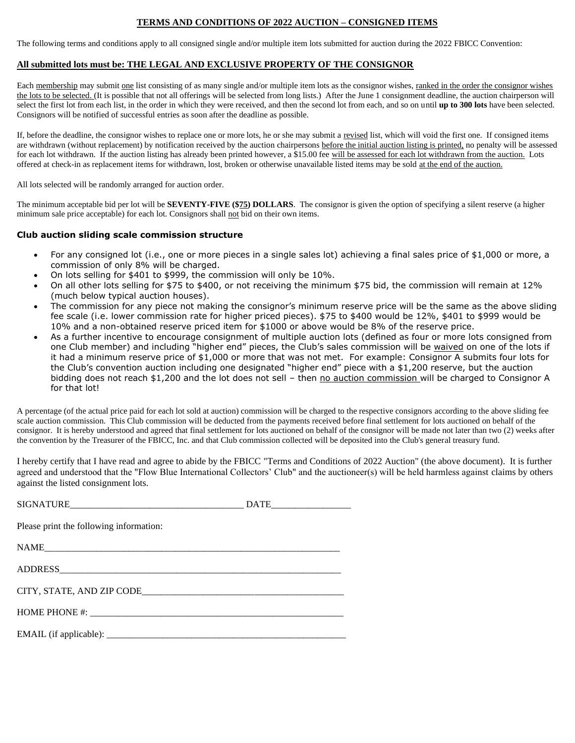## TERMS AND CONDITIONS OF 2022 AUCTION – CONSIGNED ITEMS

The following terms and conditions apply to all consigned single and/or multiple item lots submitted for auction during the 2022 FBICC Convention:

### All submitted lots must be: THE LEGAL AND EXCLUSIVE PROPERTY OF THE CONSIGNOR

Each membership may submit one list consisting of as many single and/or multiple item lots as the consignor wishes, ranked in the order the consignor wishes the lots to be selected. (It is possible that not all offerings will be selected from long lists.) After the June 1 consignment deadline, the auction chairperson will select the first lot from each list, in the order in which they were received, and then the second lot from each, and so on until **up to 300 lots** have been selected. Consignors will be notified of successful entries as soon after the deadline as possible.

If, before the deadline, the consignor wishes to replace one or more lots, he or she may submit a revised list, which will void the first one. If consigned items are withdrawn (without replacement) by notification received by the auction chairpersons before the initial auction listing is printed, no penalty will be assessed for each lot withdrawn. If the auction listing has already been printed however, a $15.00 fee will be assessed for each lot withdrawn from the auction. Lots offered at check-in as replacement items for withdrawn, lost, broken or otherwise unavailable listed items may be sold at the end of the auction.

All lots selected will be randomly arranged for auction order.

The minimum acceptable bid per lot will be **SEVENTY-FIVE ($75) DOLLARS**. The consignor is given the option of specifying a silent reserve (a higher minimum sale price acceptable) for each lot. Consignors shall not bid on their own items.

### Club auction sliding scale commission structure

- For any consigned lot (i.e., one or more pieces in a single sales lot) achieving a final sales price of $1,000 or more, a commission of only 8% will be charged.
- On lots selling for $401 to $999, the commission will only be 10%.
- On all other lots selling for $75 to $400, or not receiving the minimum $75 bid, the commission will remain at 12% (much below typical auction houses).
- The commission for any piece not making the consignor's minimum reserve price will be the same as the above sliding fee scale (i.e. lower commission rate for higher priced pieces). $75 to $400 would be 12%, $401 to $999 would be 10% and a non-obtained reserve priced item for $1000 or above would be 8% of the reserve price.
- As a further incentive to encourage consignment of multiple auction lots (defined as four or more lots consigned from one Club member) and including "higher end" pieces, the Club's sales commission will be waived on one of the lots if it had a minimum reserve price of $1,000 or more that was not met. For example: Consignor A submits four lots for the Club's convention auction including one designated "higher end" piece with a $1,200 reserve, but the auction bidding does not reach $1,200 and the lot does not sell – then no auction commission will be charged to Consignor A for that lot!

A percentage (of the actual price paid for each lot sold at auction) commission will be charged to the respective consignors according to the above sliding fee scale auction commission. This Club commission will be deducted from the payments received before final settlement for lots auctioned on behalf of the consignor. It is hereby understood and agreed that final settlement for lots auctioned on behalf of the consignor will be made not later than two (2) weeks after the convention by the Treasurer of the FBICC, Inc. and that Club commission collected will be deposited into the Club's general treasury fund.

I hereby certify that I have read and agree to abide by the FBICC "Terms and Conditions of 2022 Auction" (the above document). It is further agreed and understood that the "Flow Blue International Collectors' Club" and the auctioneer(s) will be held harmless against claims by others against the listed consignment lots.

SIGNATURE___________________________________ DATE________________

Please print the following information:

NAME_______________________________________________________________

ADDRESS____________________________________________________________

CITY, STATE, AND ZIP CODE__________________________________________

HOME PHONE #: _____________________________________________________

EMAIL (if applicable): _________________________________________________